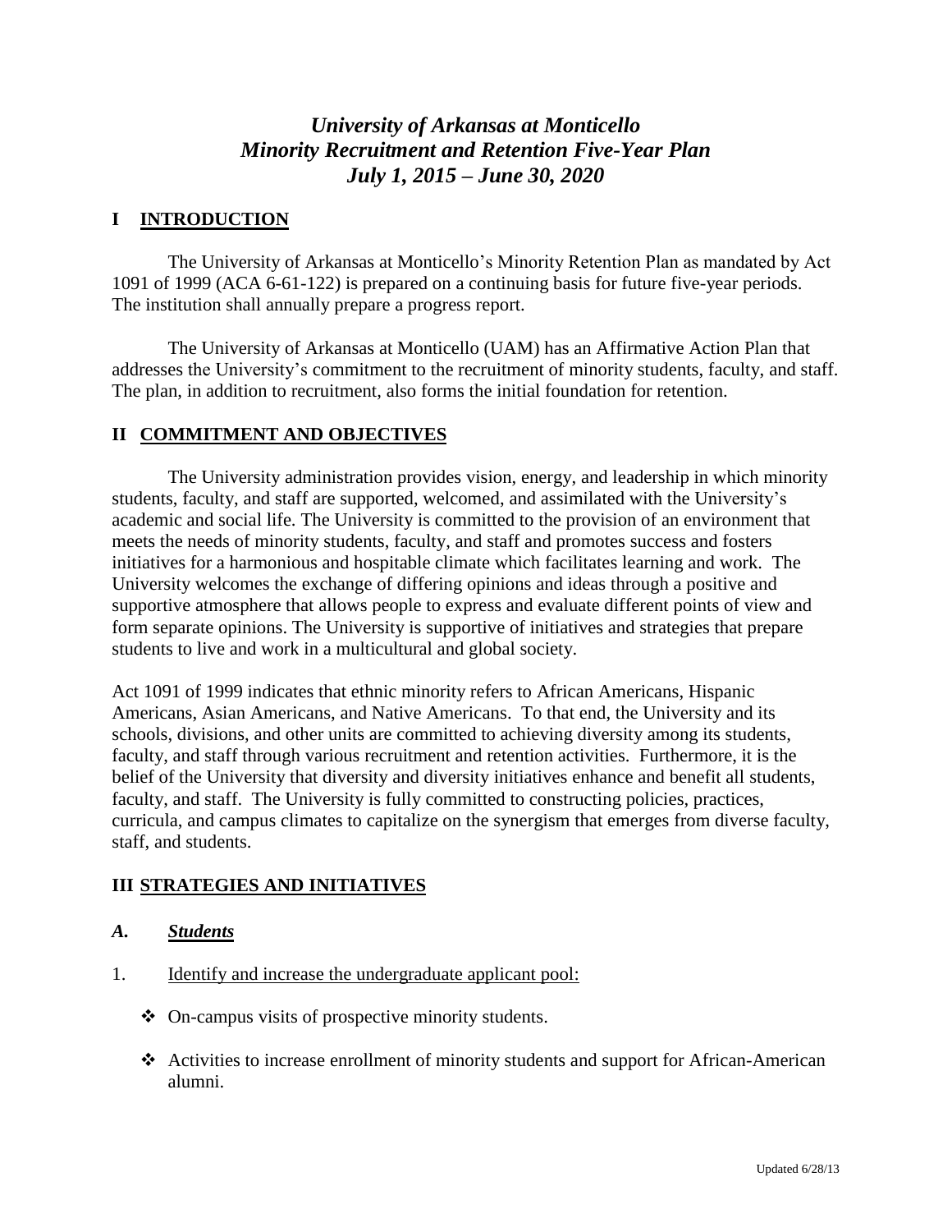# *University of Arkansas at Monticello*
# *Minority Recruitment and Retention Five-Year Plan*
# *July 1, 2015 – June 30, 2020*

## I INTRODUCTION

The University of Arkansas at Monticello's Minority Retention Plan as mandated by Act 1091 of 1999 (ACA 6-61-122) is prepared on a continuing basis for future five-year periods. The institution shall annually prepare a progress report.

The University of Arkansas at Monticello (UAM) has an Affirmative Action Plan that addresses the University's commitment to the recruitment of minority students, faculty, and staff. The plan, in addition to recruitment, also forms the initial foundation for retention.

## II COMMITMENT AND OBJECTIVES

The University administration provides vision, energy, and leadership in which minority students, faculty, and staff are supported, welcomed, and assimilated with the University's academic and social life. The University is committed to the provision of an environment that meets the needs of minority students, faculty, and staff and promotes success and fosters initiatives for a harmonious and hospitable climate which facilitates learning and work. The University welcomes the exchange of differing opinions and ideas through a positive and supportive atmosphere that allows people to express and evaluate different points of view and form separate opinions. The University is supportive of initiatives and strategies that prepare students to live and work in a multicultural and global society.

Act 1091 of 1999 indicates that ethnic minority refers to African Americans, Hispanic Americans, Asian Americans, and Native Americans. To that end, the University and its schools, divisions, and other units are committed to achieving diversity among its students, faculty, and staff through various recruitment and retention activities. Furthermore, it is the belief of the University that diversity and diversity initiatives enhance and benefit all students, faculty, and staff. The University is fully committed to constructing policies, practices, curricula, and campus climates to capitalize on the synergism that emerges from diverse faculty, staff, and students.

## III STRATEGIES AND INITIATIVES

### *A. Students*

1. Identify and increase the undergraduate applicant pool:

   - On-campus visits of prospective minority students.
   - Activities to increase enrollment of minority students and support for African-American alumni.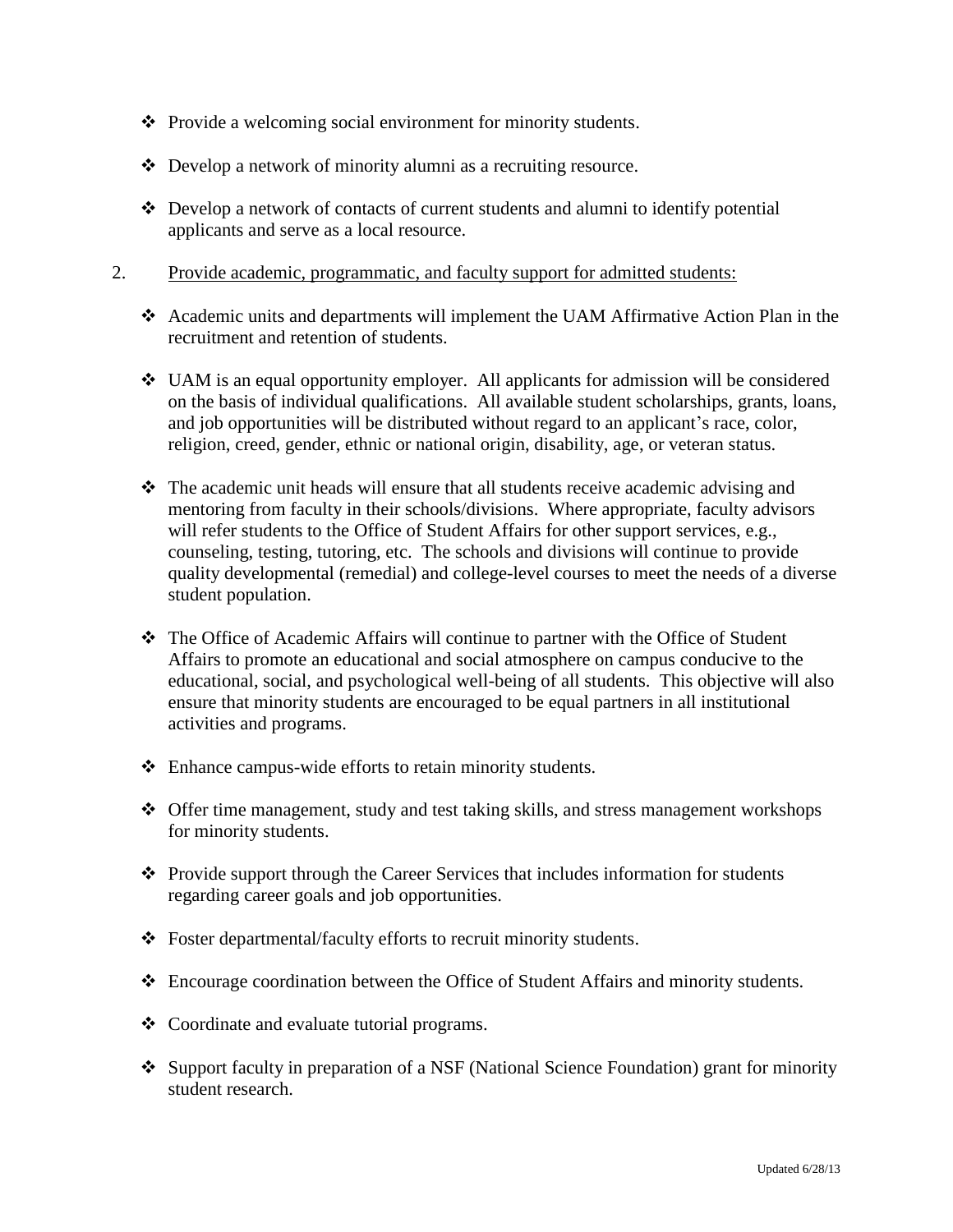- Provide a welcoming social environment for minority students.

- Develop a network of minority alumni as a recruiting resource.

- Develop a network of contacts of current students and alumni to identify potential applicants and serve as a local resource.

2. Provide academic, programmatic, and faculty support for admitted students:

- Academic units and departments will implement the UAM Affirmative Action Plan in the recruitment and retention of students.

- UAM is an equal opportunity employer. All applicants for admission will be considered on the basis of individual qualifications. All available student scholarships, grants, loans, and job opportunities will be distributed without regard to an applicant's race, color, religion, creed, gender, ethnic or national origin, disability, age, or veteran status.

- The academic unit heads will ensure that all students receive academic advising and mentoring from faculty in their schools/divisions. Where appropriate, faculty advisors will refer students to the Office of Student Affairs for other support services, e.g., counseling, testing, tutoring, etc. The schools and divisions will continue to provide quality developmental (remedial) and college-level courses to meet the needs of a diverse student population.

- The Office of Academic Affairs will continue to partner with the Office of Student Affairs to promote an educational and social atmosphere on campus conducive to the educational, social, and psychological well-being of all students. This objective will also ensure that minority students are encouraged to be equal partners in all institutional activities and programs.

- Enhance campus-wide efforts to retain minority students.

- Offer time management, study and test taking skills, and stress management workshops for minority students.

- Provide support through the Career Services that includes information for students regarding career goals and job opportunities.

- Foster departmental/faculty efforts to recruit minority students.

- Encourage coordination between the Office of Student Affairs and minority students.

- Coordinate and evaluate tutorial programs.

- Support faculty in preparation of a NSF (National Science Foundation) grant for minority student research.

Updated 6/28/13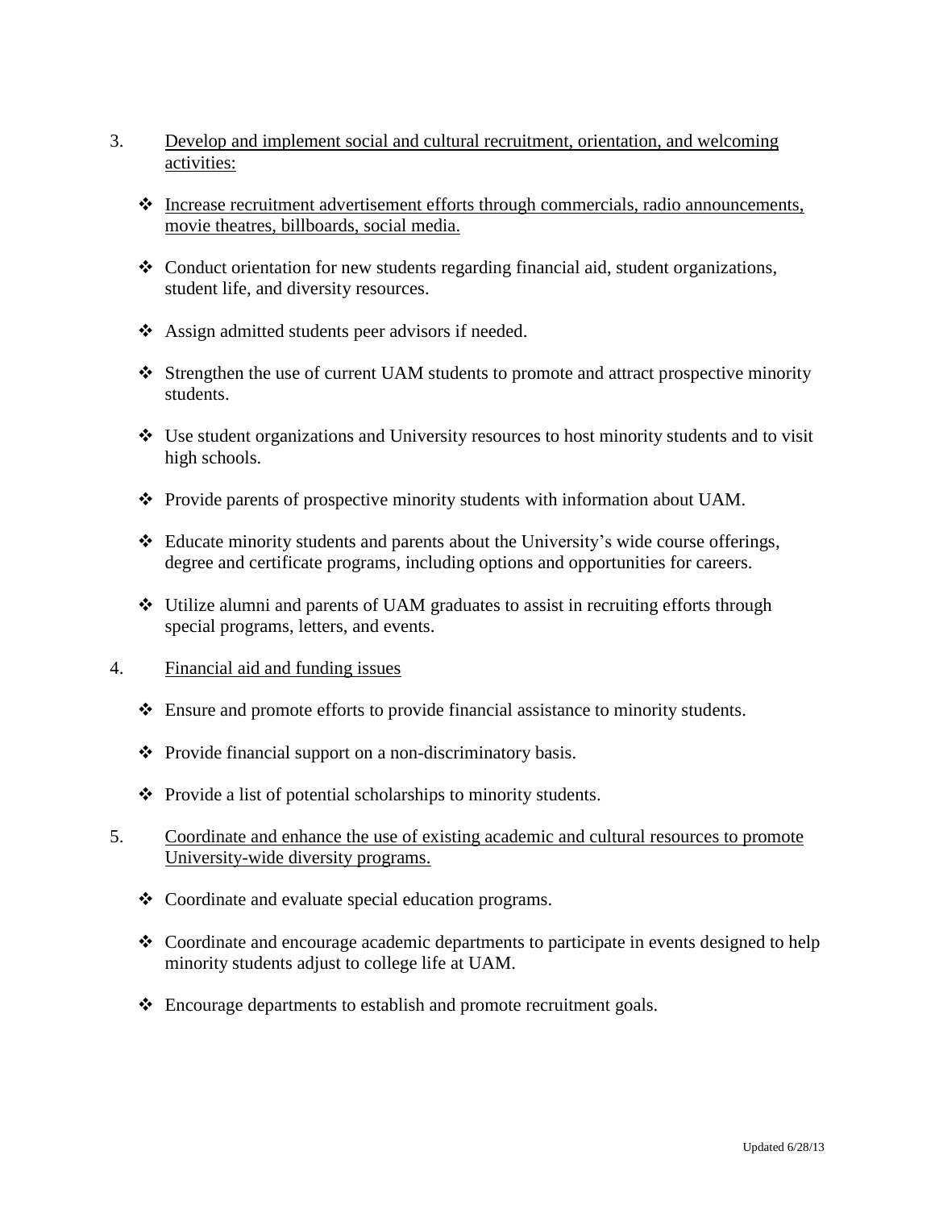3. Develop and implement social and cultural recruitment, orientation, and welcoming activities:

   - Increase recruitment advertisement efforts through commercials, radio announcements, movie theatres, billboards, social media.
   - Conduct orientation for new students regarding financial aid, student organizations, student life, and diversity resources.
   - Assign admitted students peer advisors if needed.
   - Strengthen the use of current UAM students to promote and attract prospective minority students.
   - Use student organizations and University resources to host minority students and to visit high schools.
   - Provide parents of prospective minority students with information about UAM.
   - Educate minority students and parents about the University's wide course offerings, degree and certificate programs, including options and opportunities for careers.
   - Utilize alumni and parents of UAM graduates to assist in recruiting efforts through special programs, letters, and events.

4. Financial aid and funding issues

   - Ensure and promote efforts to provide financial assistance to minority students.
   - Provide financial support on a non-discriminatory basis.
   - Provide a list of potential scholarships to minority students.

5. Coordinate and enhance the use of existing academic and cultural resources to promote University-wide diversity programs.

   - Coordinate and evaluate special education programs.
   - Coordinate and encourage academic departments to participate in events designed to help minority students adjust to college life at UAM.
   - Encourage departments to establish and promote recruitment goals.

Updated 6/28/13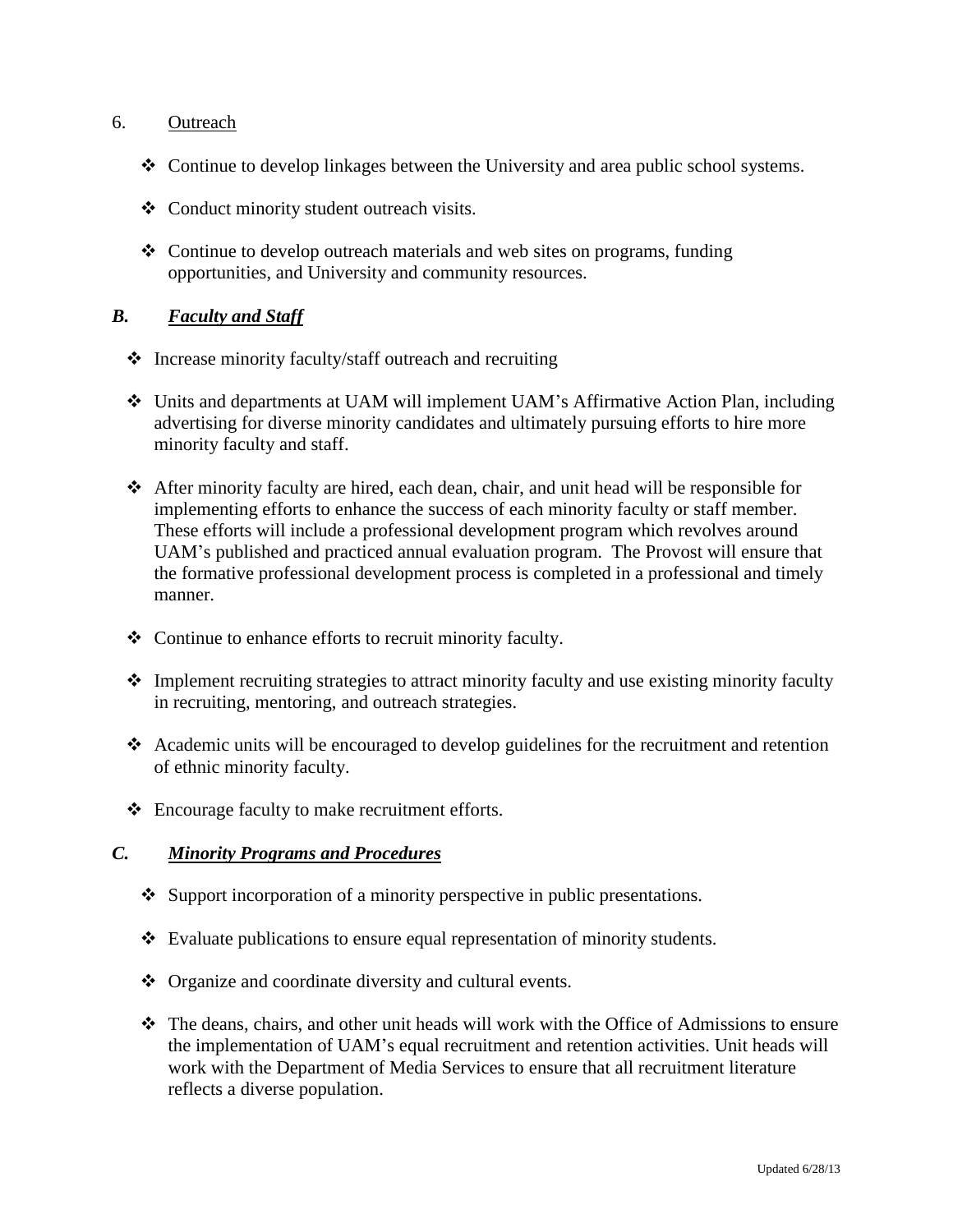6. <u>Outreach</u>

- Continue to develop linkages between the University and area public school systems.
- Conduct minority student outreach visits.
- Continue to develop outreach materials and web sites on programs, funding opportunities, and University and community resources.

## *B. Faculty and Staff*

- Increase minority faculty/staff outreach and recruiting
- Units and departments at UAM will implement UAM's Affirmative Action Plan, including advertising for diverse minority candidates and ultimately pursuing efforts to hire more minority faculty and staff.
- After minority faculty are hired, each dean, chair, and unit head will be responsible for implementing efforts to enhance the success of each minority faculty or staff member. These efforts will include a professional development program which revolves around UAM's published and practiced annual evaluation program. The Provost will ensure that the formative professional development process is completed in a professional and timely manner.
- Continue to enhance efforts to recruit minority faculty.
- Implement recruiting strategies to attract minority faculty and use existing minority faculty in recruiting, mentoring, and outreach strategies.
- Academic units will be encouraged to develop guidelines for the recruitment and retention of ethnic minority faculty.
- Encourage faculty to make recruitment efforts.

## *C. Minority Programs and Procedures*

- Support incorporation of a minority perspective in public presentations.
- Evaluate publications to ensure equal representation of minority students.
- Organize and coordinate diversity and cultural events.
- The deans, chairs, and other unit heads will work with the Office of Admissions to ensure the implementation of UAM's equal recruitment and retention activities. Unit heads will work with the Department of Media Services to ensure that all recruitment literature reflects a diverse population.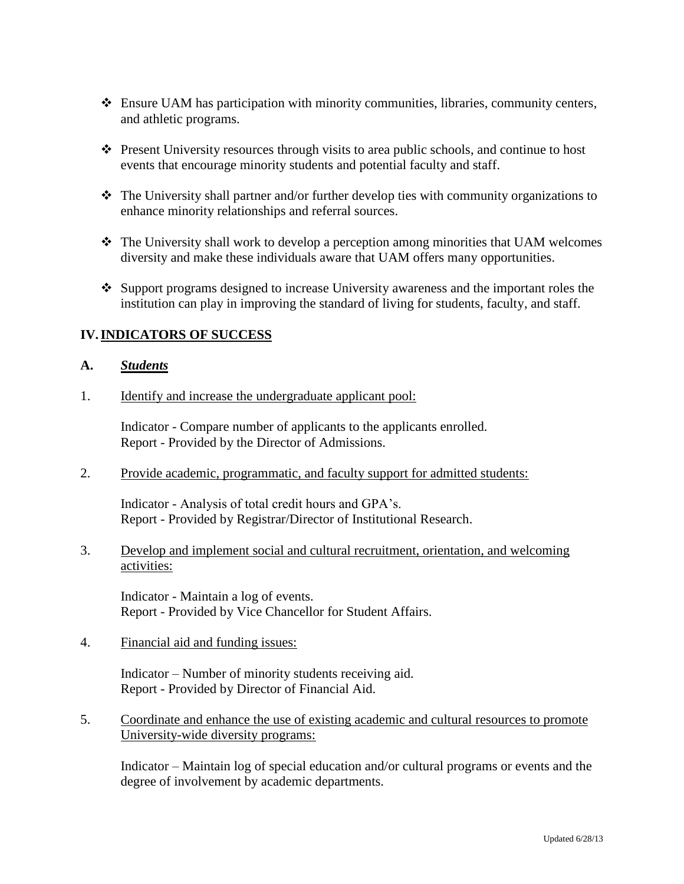- Ensure UAM has participation with minority communities, libraries, community centers, and athletic programs.

- Present University resources through visits to area public schools, and continue to host events that encourage minority students and potential faculty and staff.

- The University shall partner and/or further develop ties with community organizations to enhance minority relationships and referral sources.

- The University shall work to develop a perception among minorities that UAM welcomes diversity and make these individuals aware that UAM offers many opportunities.

- Support programs designed to increase University awareness and the important roles the institution can play in improving the standard of living for students, faculty, and staff.

## IV. INDICATORS OF SUCCESS

### A. ***Students***

1. Identify and increase the undergraduate applicant pool:

   Indicator - Compare number of applicants to the applicants enrolled.
   Report - Provided by the Director of Admissions.

2. Provide academic, programmatic, and faculty support for admitted students:

   Indicator - Analysis of total credit hours and GPA's.
   Report - Provided by Registrar/Director of Institutional Research.

3. Develop and implement social and cultural recruitment, orientation, and welcoming activities:

   Indicator - Maintain a log of events.
   Report - Provided by Vice Chancellor for Student Affairs.

4. Financial aid and funding issues:

   Indicator – Number of minority students receiving aid.
   Report - Provided by Director of Financial Aid.

5. Coordinate and enhance the use of existing academic and cultural resources to promote University-wide diversity programs:

   Indicator – Maintain log of special education and/or cultural programs or events and the degree of involvement by academic departments.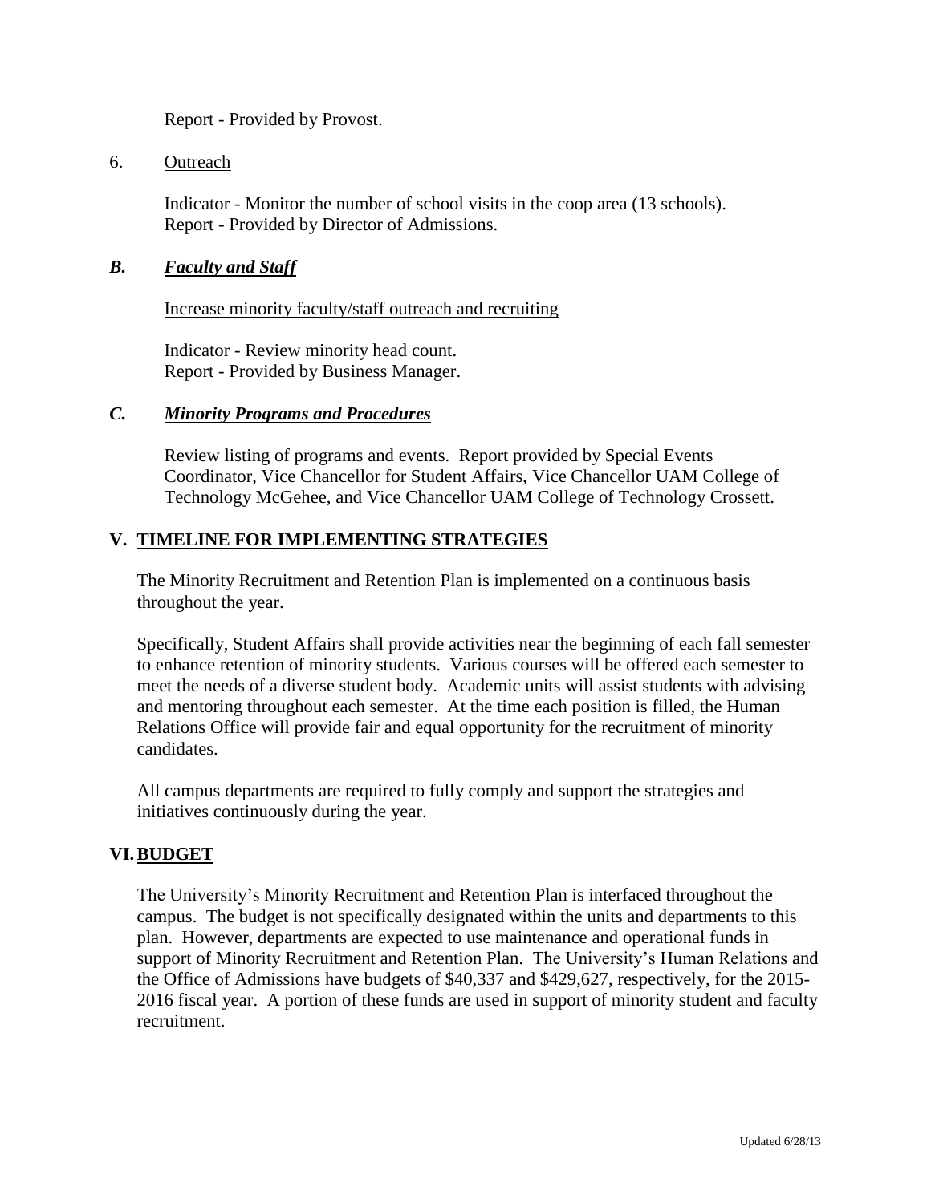Report - Provided by Provost.

6. Outreach

   Indicator - Monitor the number of school visits in the coop area (13 schools).
   Report - Provided by Director of Admissions.

### *B. Faculty and Staff*

Increase minority faculty/staff outreach and recruiting

Indicator - Review minority head count.
Report - Provided by Business Manager.

### *C. Minority Programs and Procedures*

Review listing of programs and events. Report provided by Special Events Coordinator, Vice Chancellor for Student Affairs, Vice Chancellor UAM College of Technology McGehee, and Vice Chancellor UAM College of Technology Crossett.

## V. TIMELINE FOR IMPLEMENTING STRATEGIES

The Minority Recruitment and Retention Plan is implemented on a continuous basis throughout the year.

Specifically, Student Affairs shall provide activities near the beginning of each fall semester to enhance retention of minority students. Various courses will be offered each semester to meet the needs of a diverse student body. Academic units will assist students with advising and mentoring throughout each semester. At the time each position is filled, the Human Relations Office will provide fair and equal opportunity for the recruitment of minority candidates.

All campus departments are required to fully comply and support the strategies and initiatives continuously during the year.

## VI. BUDGET

The University's Minority Recruitment and Retention Plan is interfaced throughout the campus. The budget is not specifically designated within the units and departments to this plan. However, departments are expected to use maintenance and operational funds in support of Minority Recruitment and Retention Plan. The University's Human Relations and the Office of Admissions have budgets of $40,337 and $429,627, respectively, for the 2015-2016 fiscal year. A portion of these funds are used in support of minority student and faculty recruitment.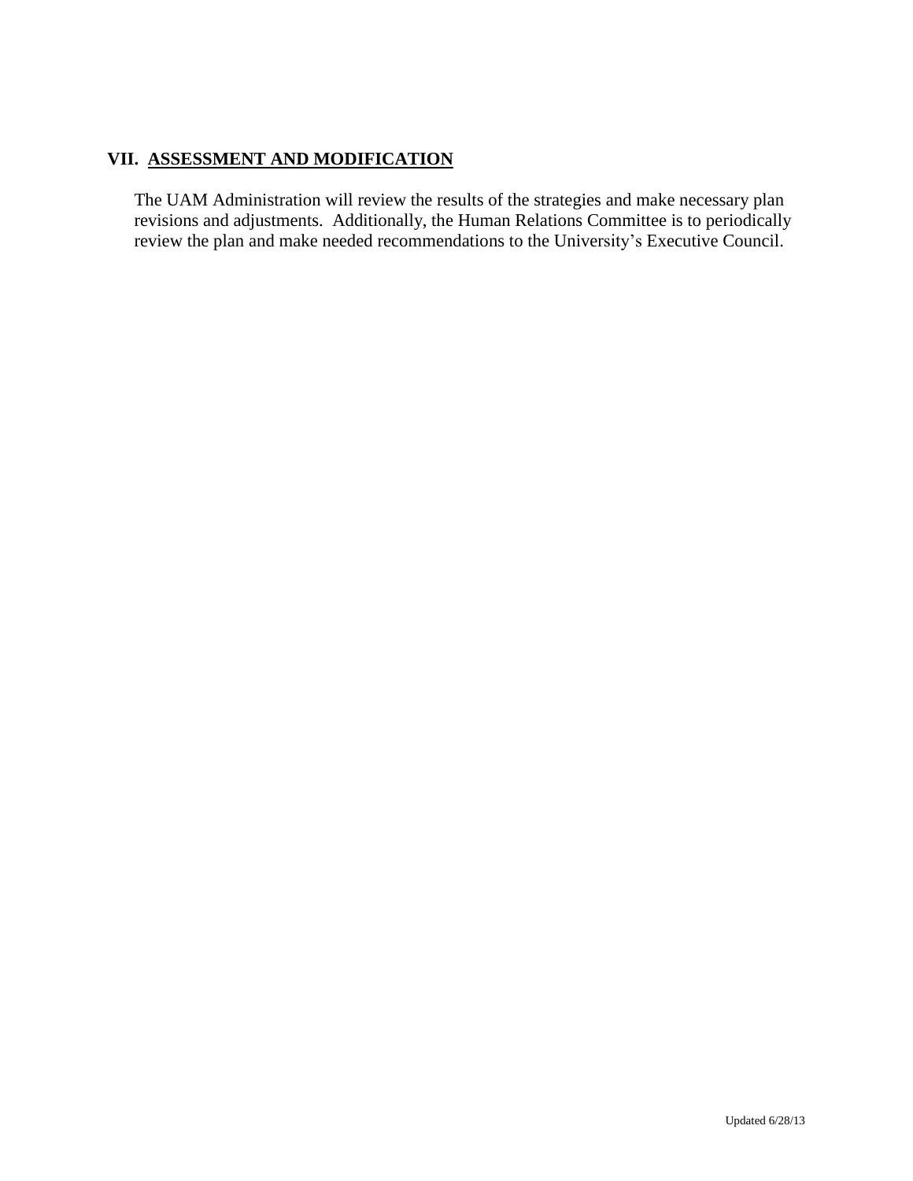## VII. ASSESSMENT AND MODIFICATION

The UAM Administration will review the results of the strategies and make necessary plan revisions and adjustments. Additionally, the Human Relations Committee is to periodically review the plan and make needed recommendations to the University's Executive Council.

Updated 6/28/13